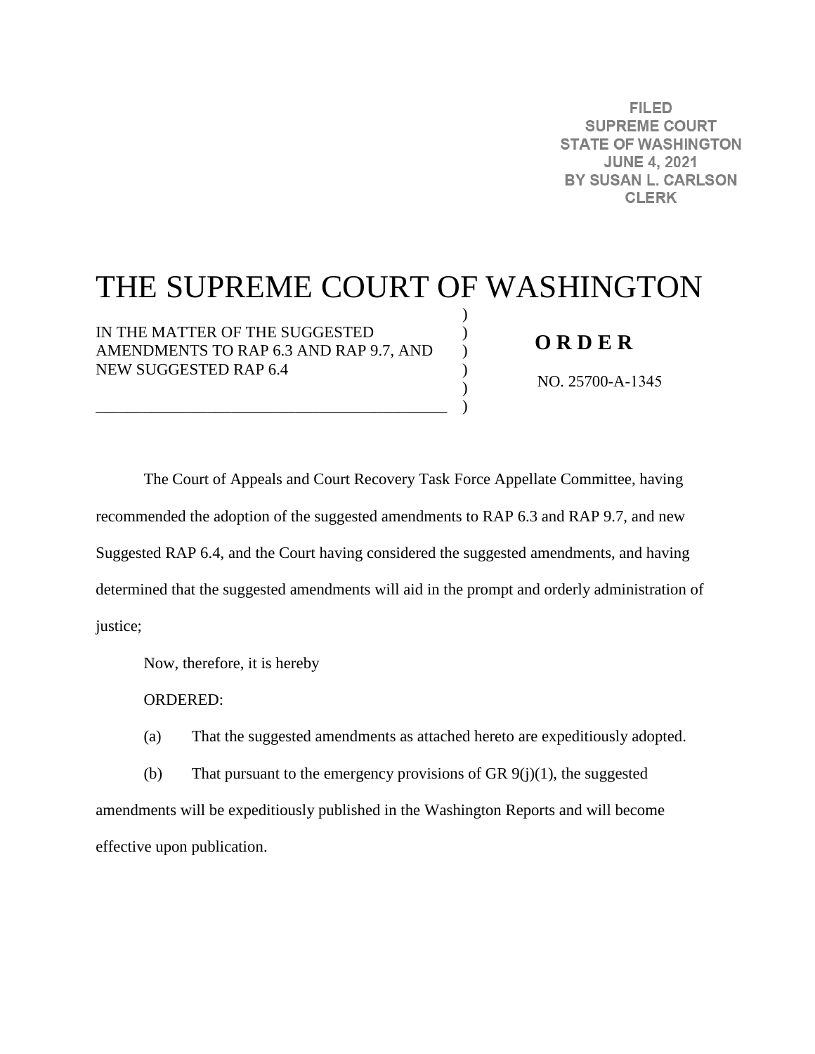FILED
SUPREME COURT
STATE OF WASHINGTON
JUNE 4, 2021
BY SUSAN L. CARLSON
CLERK

# THE SUPREME COURT OF WASHINGTON

IN THE MATTER OF THE SUGGESTED AMENDMENTS TO RAP 6.3 AND RAP 9.7, AND NEW SUGGESTED RAP 6.4

**O R D E R**

NO. 25700-A-1345

The Court of Appeals and Court Recovery Task Force Appellate Committee, having recommended the adoption of the suggested amendments to RAP 6.3 and RAP 9.7, and new Suggested RAP 6.4, and the Court having considered the suggested amendments, and having determined that the suggested amendments will aid in the prompt and orderly administration of justice;

Now, therefore, it is hereby

ORDERED:

(a) That the suggested amendments as attached hereto are expeditiously adopted.

(b) That pursuant to the emergency provisions of GR 9(j)(1), the suggested amendments will be expeditiously published in the Washington Reports and will become effective upon publication.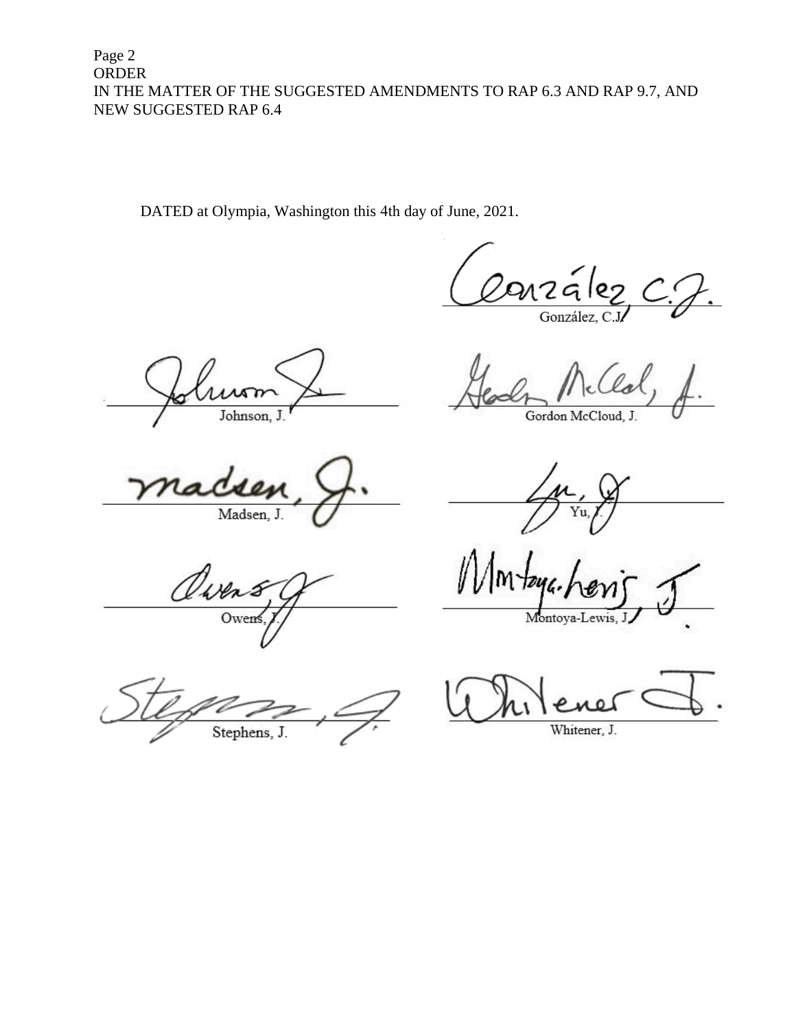DATED at Olympia, Washington this 4th day of June, 2021.

González, C.J.

Johnson, J.

Gordon McCloud, J.

Madsen, J.

Yu, J.

Owens, J.

Montoya-Lewis, J.

Stephens, J.

Whitener, J.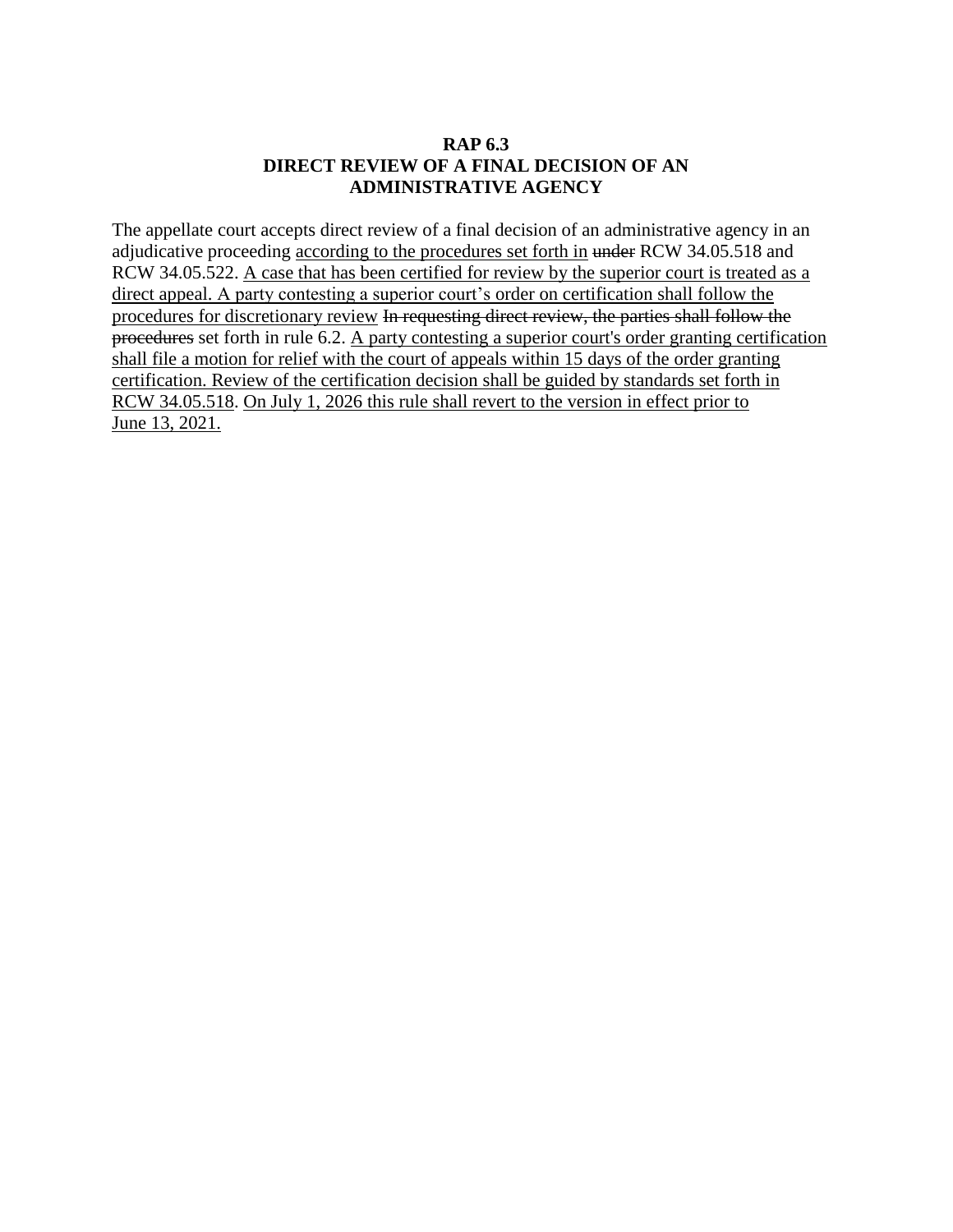**RAP 6.3**
**DIRECT REVIEW OF A FINAL DECISION OF AN ADMINISTRATIVE AGENCY**

The appellate court accepts direct review of a final decision of an administrative agency in an adjudicative proceeding <u>according to the procedures set forth in</u> ~~under~~ RCW 34.05.518 and RCW 34.05.522. <u>A case that has been certified for review by the superior court is treated as a direct appeal. A party contesting a superior court's order on certification shall follow the procedures for discretionary review</u> ~~In requesting direct review, the parties shall follow the procedures~~ set forth in rule 6.2. <u>A party contesting a superior court's order granting certification shall file a motion for relief with the court of appeals within 15 days of the order granting certification. Review of the certification decision shall be guided by standards set forth in RCW 34.05.518</u>. <u>On July 1, 2026 this rule shall revert to the version in effect prior to June 13, 2021.</u>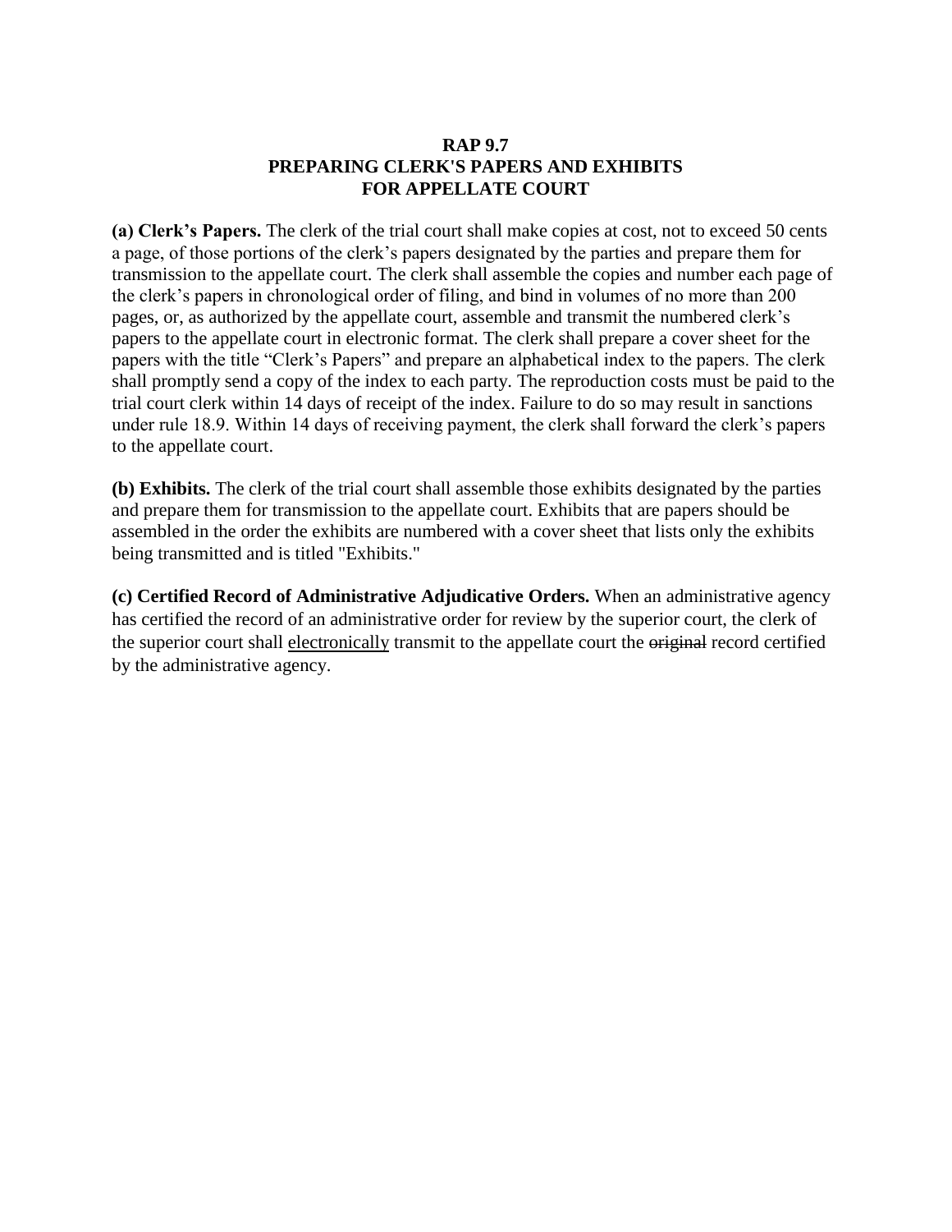**RAP 9.7**
**PREPARING CLERK'S PAPERS AND EXHIBITS**
**FOR APPELLATE COURT**

**(a) Clerk's Papers.** The clerk of the trial court shall make copies at cost, not to exceed 50 cents a page, of those portions of the clerk's papers designated by the parties and prepare them for transmission to the appellate court. The clerk shall assemble the copies and number each page of the clerk's papers in chronological order of filing, and bind in volumes of no more than 200 pages, or, as authorized by the appellate court, assemble and transmit the numbered clerk's papers to the appellate court in electronic format. The clerk shall prepare a cover sheet for the papers with the title "Clerk's Papers" and prepare an alphabetical index to the papers. The clerk shall promptly send a copy of the index to each party. The reproduction costs must be paid to the trial court clerk within 14 days of receipt of the index. Failure to do so may result in sanctions under rule 18.9. Within 14 days of receiving payment, the clerk shall forward the clerk's papers to the appellate court.

**(b) Exhibits.** The clerk of the trial court shall assemble those exhibits designated by the parties and prepare them for transmission to the appellate court. Exhibits that are papers should be assembled in the order the exhibits are numbered with a cover sheet that lists only the exhibits being transmitted and is titled "Exhibits."

**(c) Certified Record of Administrative Adjudicative Orders.** When an administrative agency has certified the record of an administrative order for review by the superior court, the clerk of the superior court shall <u>electronically</u> transmit to the appellate court the ~~original~~ record certified by the administrative agency.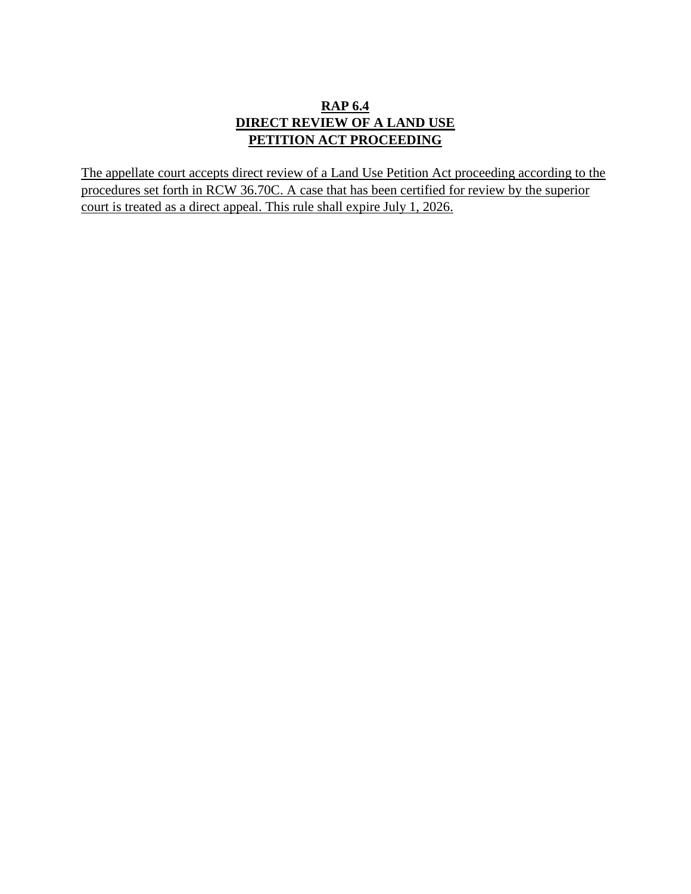# RAP 6.4
# DIRECT REVIEW OF A LAND USE PETITION ACT PROCEEDING

The appellate court accepts direct review of a Land Use Petition Act proceeding according to the procedures set forth in RCW 36.70C. A case that has been certified for review by the superior court is treated as a direct appeal. This rule shall expire July 1, 2026.